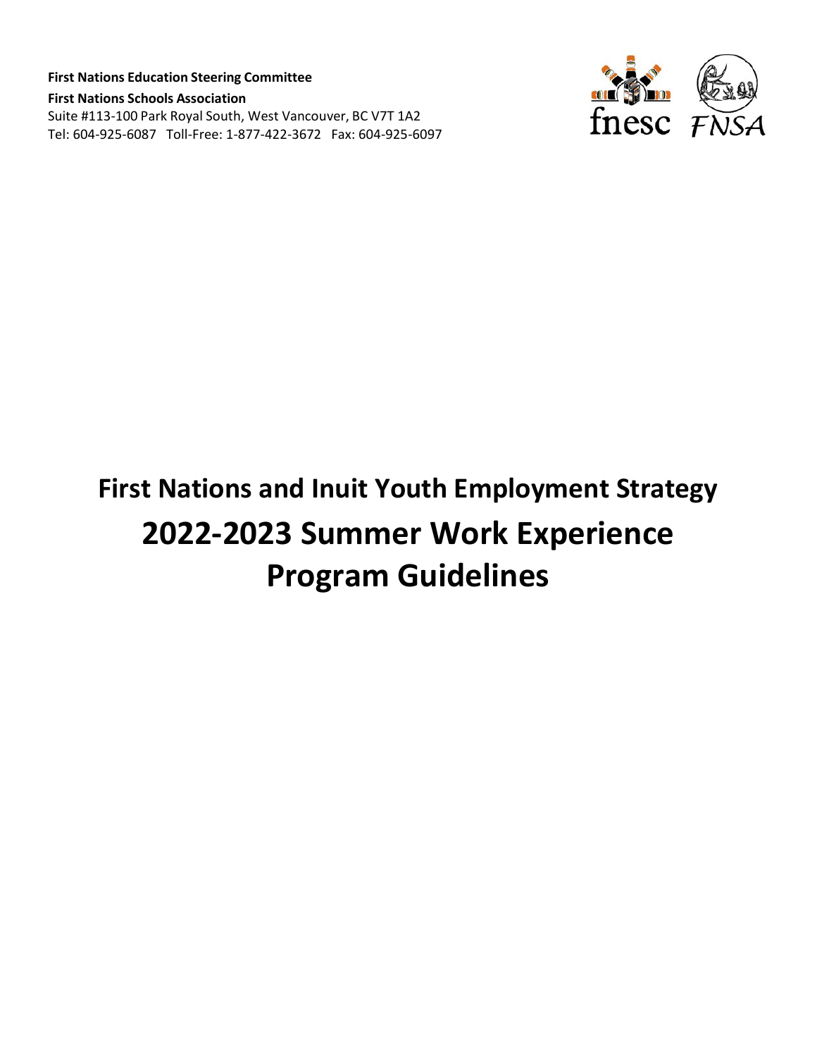**First Nations Education Steering Committee**
**First Nations Schools Association**
Suite #113-100 Park Royal South, West Vancouver, BC V7T 1A2
Tel: 604-925-6087 Toll-Free: 1-877-422-3672 Fax: 604-925-6097

fnesc FNSA

# First Nations and Inuit Youth Employment Strategy

# 2022-2023 Summer Work Experience Program Guidelines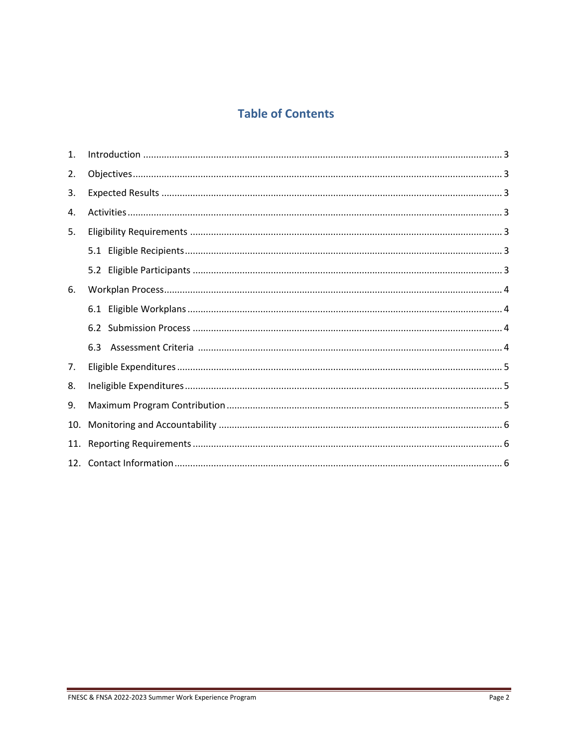# Table of Contents

1. Introduction ........................................................................ 3
2. Objectives ........................................................................ 3
3. Expected Results ........................................................................ 3
4. Activities ........................................................................ 3
5. Eligibility Requirements ........................................................................ 3
   - 5.1 Eligible Recipients ........................................................................ 3
   - 5.2 Eligible Participants ........................................................................ 3
6. Workplan Process ........................................................................ 4
   - 6.1 Eligible Workplans ........................................................................ 4
   - 6.2 Submission Process ........................................................................ 4
   - 6.3 Assessment Criteria ........................................................................ 4
7. Eligible Expenditures ........................................................................ 5
8. Ineligible Expenditures ........................................................................ 5
9. Maximum Program Contribution ........................................................................ 5
10. Monitoring and Accountability ........................................................................ 6
11. Reporting Requirements ........................................................................ 6
12. Contact Information ........................................................................ 6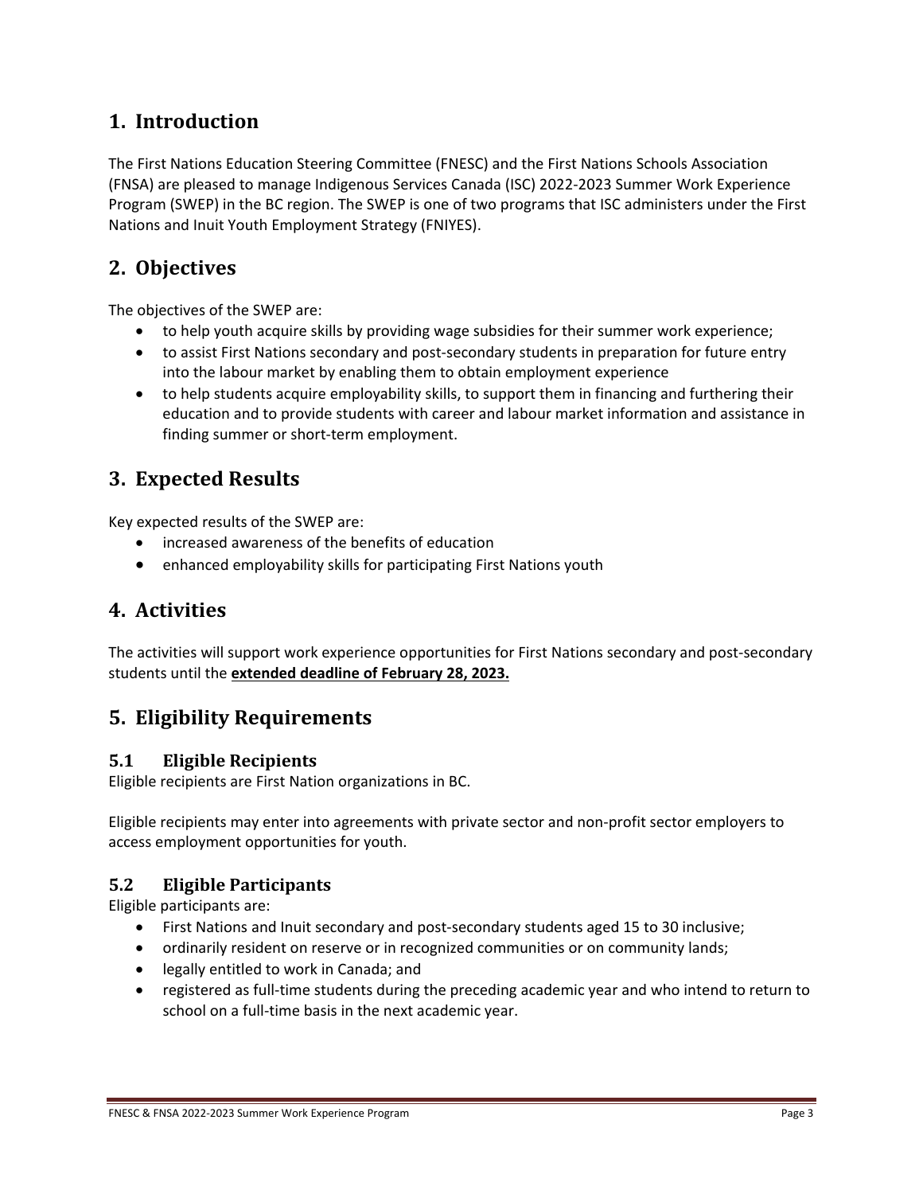## 1. Introduction

The First Nations Education Steering Committee (FNESC) and the First Nations Schools Association (FNSA) are pleased to manage Indigenous Services Canada (ISC) 2022-2023 Summer Work Experience Program (SWEP) in the BC region. The SWEP is one of two programs that ISC administers under the First Nations and Inuit Youth Employment Strategy (FNIYES).

## 2. Objectives

The objectives of the SWEP are:

- to help youth acquire skills by providing wage subsidies for their summer work experience;
- to assist First Nations secondary and post-secondary students in preparation for future entry into the labour market by enabling them to obtain employment experience
- to help students acquire employability skills, to support them in financing and furthering their education and to provide students with career and labour market information and assistance in finding summer or short-term employment.

## 3. Expected Results

Key expected results of the SWEP are:

- increased awareness of the benefits of education
- enhanced employability skills for participating First Nations youth

## 4. Activities

The activities will support work experience opportunities for First Nations secondary and post-secondary students until the **extended deadline of February 28, 2023.**

## 5. Eligibility Requirements

### 5.1 Eligible Recipients

Eligible recipients are First Nation organizations in BC.

Eligible recipients may enter into agreements with private sector and non-profit sector employers to access employment opportunities for youth.

### 5.2 Eligible Participants

Eligible participants are:

- First Nations and Inuit secondary and post-secondary students aged 15 to 30 inclusive;
- ordinarily resident on reserve or in recognized communities or on community lands;
- legally entitled to work in Canada; and
- registered as full-time students during the preceding academic year and who intend to return to school on a full-time basis in the next academic year.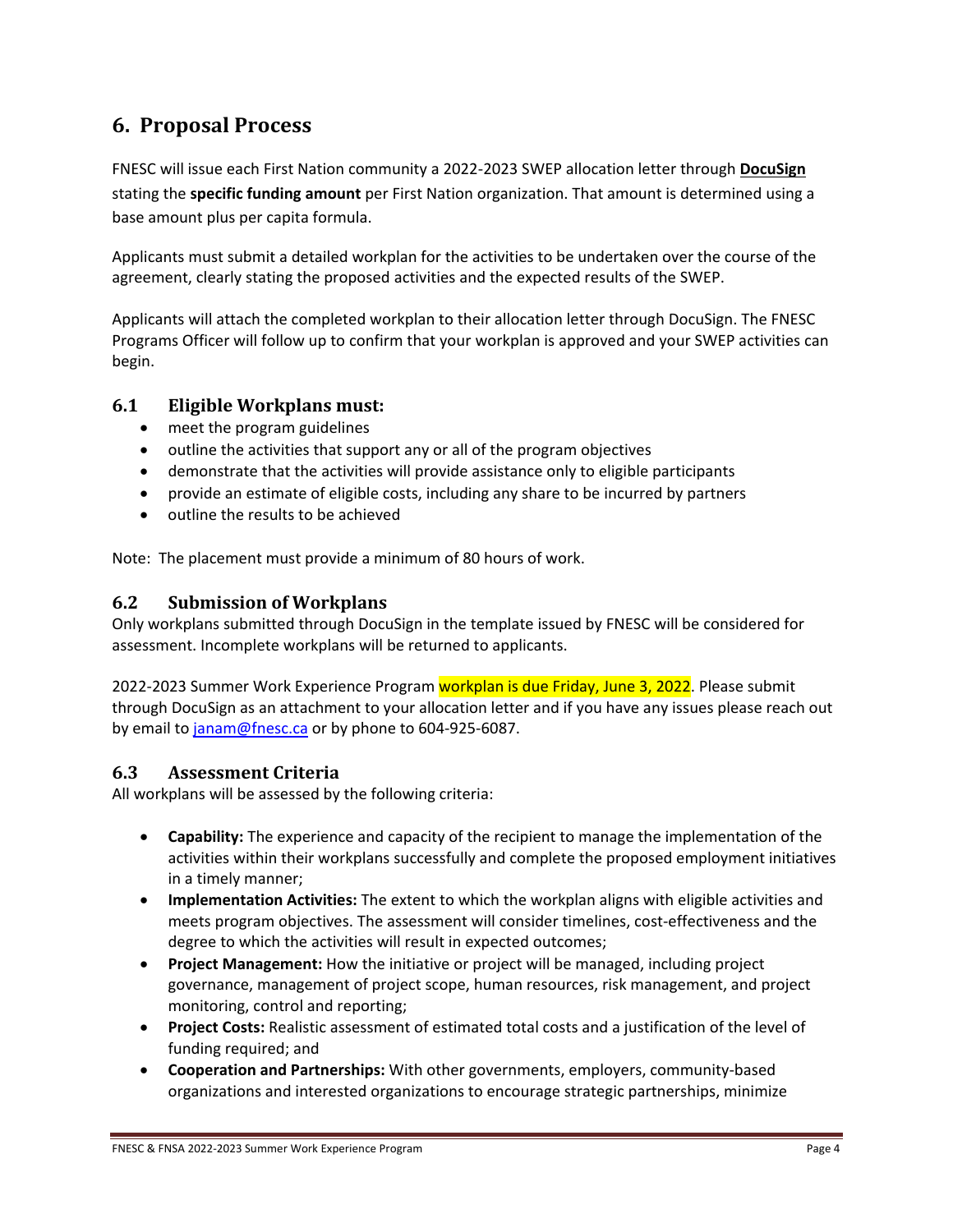## 6. Proposal Process

FNESC will issue each First Nation community a 2022-2023 SWEP allocation letter through **DocuSign** stating the **specific funding amount** per First Nation organization. That amount is determined using a base amount plus per capita formula.

Applicants must submit a detailed workplan for the activities to be undertaken over the course of the agreement, clearly stating the proposed activities and the expected results of the SWEP.

Applicants will attach the completed workplan to their allocation letter through DocuSign. The FNESC Programs Officer will follow up to confirm that your workplan is approved and your SWEP activities can begin.

### 6.1 Eligible Workplans must:

- meet the program guidelines
- outline the activities that support any or all of the program objectives
- demonstrate that the activities will provide assistance only to eligible participants
- provide an estimate of eligible costs, including any share to be incurred by partners
- outline the results to be achieved

Note: The placement must provide a minimum of 80 hours of work.

### 6.2 Submission of Workplans

Only workplans submitted through DocuSign in the template issued by FNESC will be considered for assessment. Incomplete workplans will be returned to applicants.

2022-2023 Summer Work Experience Program workplan is due Friday, June 3, 2022. Please submit through DocuSign as an attachment to your allocation letter and if you have any issues please reach out by email to janam@fnesc.ca or by phone to 604-925-6087.

### 6.3 Assessment Criteria

All workplans will be assessed by the following criteria:

- **Capability:** The experience and capacity of the recipient to manage the implementation of the activities within their workplans successfully and complete the proposed employment initiatives in a timely manner;
- **Implementation Activities:** The extent to which the workplan aligns with eligible activities and meets program objectives. The assessment will consider timelines, cost-effectiveness and the degree to which the activities will result in expected outcomes;
- **Project Management:** How the initiative or project will be managed, including project governance, management of project scope, human resources, risk management, and project monitoring, control and reporting;
- **Project Costs:** Realistic assessment of estimated total costs and a justification of the level of funding required; and
- **Cooperation and Partnerships:** With other governments, employers, community-based organizations and interested organizations to encourage strategic partnerships, minimize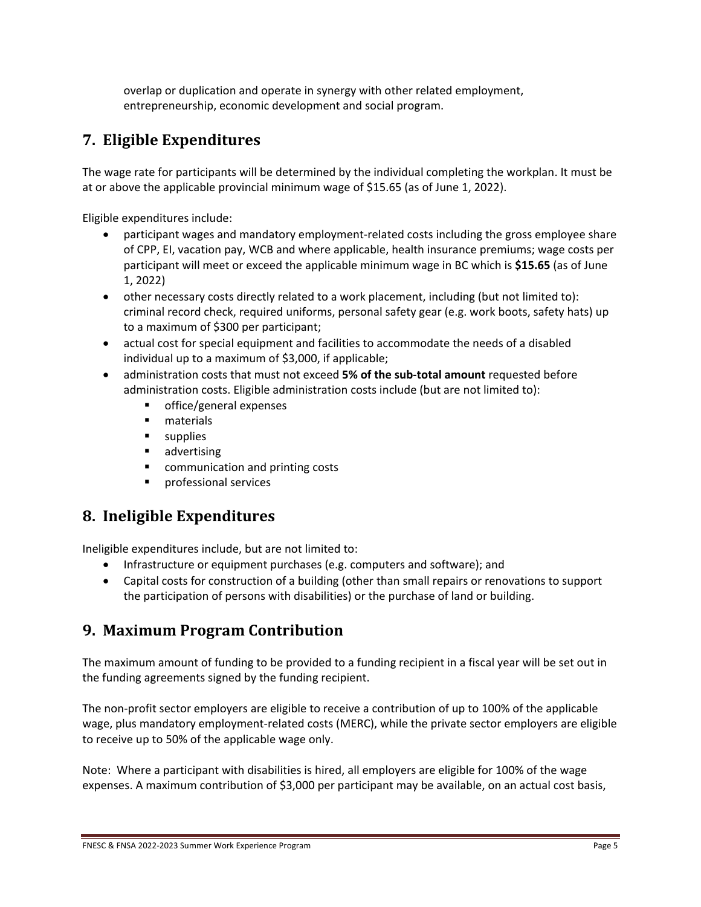overlap or duplication and operate in synergy with other related employment, entrepreneurship, economic development and social program.

## 7. Eligible Expenditures

The wage rate for participants will be determined by the individual completing the workplan. It must be at or above the applicable provincial minimum wage of $15.65 (as of June 1, 2022).

Eligible expenditures include:

- participant wages and mandatory employment-related costs including the gross employee share of CPP, EI, vacation pay, WCB and where applicable, health insurance premiums; wage costs per participant will meet or exceed the applicable minimum wage in BC which is **$15.65** (as of June 1, 2022)
- other necessary costs directly related to a work placement, including (but not limited to): criminal record check, required uniforms, personal safety gear (e.g. work boots, safety hats) up to a maximum of $300 per participant;
- actual cost for special equipment and facilities to accommodate the needs of a disabled individual up to a maximum of $3,000, if applicable;
- administration costs that must not exceed **5% of the sub-total amount** requested before administration costs. Eligible administration costs include (but are not limited to):
  - office/general expenses
  - materials
  - supplies
  - advertising
  - communication and printing costs
  - professional services

## 8. Ineligible Expenditures

Ineligible expenditures include, but are not limited to:

- Infrastructure or equipment purchases (e.g. computers and software); and
- Capital costs for construction of a building (other than small repairs or renovations to support the participation of persons with disabilities) or the purchase of land or building.

## 9. Maximum Program Contribution

The maximum amount of funding to be provided to a funding recipient in a fiscal year will be set out in the funding agreements signed by the funding recipient.

The non-profit sector employers are eligible to receive a contribution of up to 100% of the applicable wage, plus mandatory employment-related costs (MERC), while the private sector employers are eligible to receive up to 50% of the applicable wage only.

Note: Where a participant with disabilities is hired, all employers are eligible for 100% of the wage expenses. A maximum contribution of $3,000 per participant may be available, on an actual cost basis,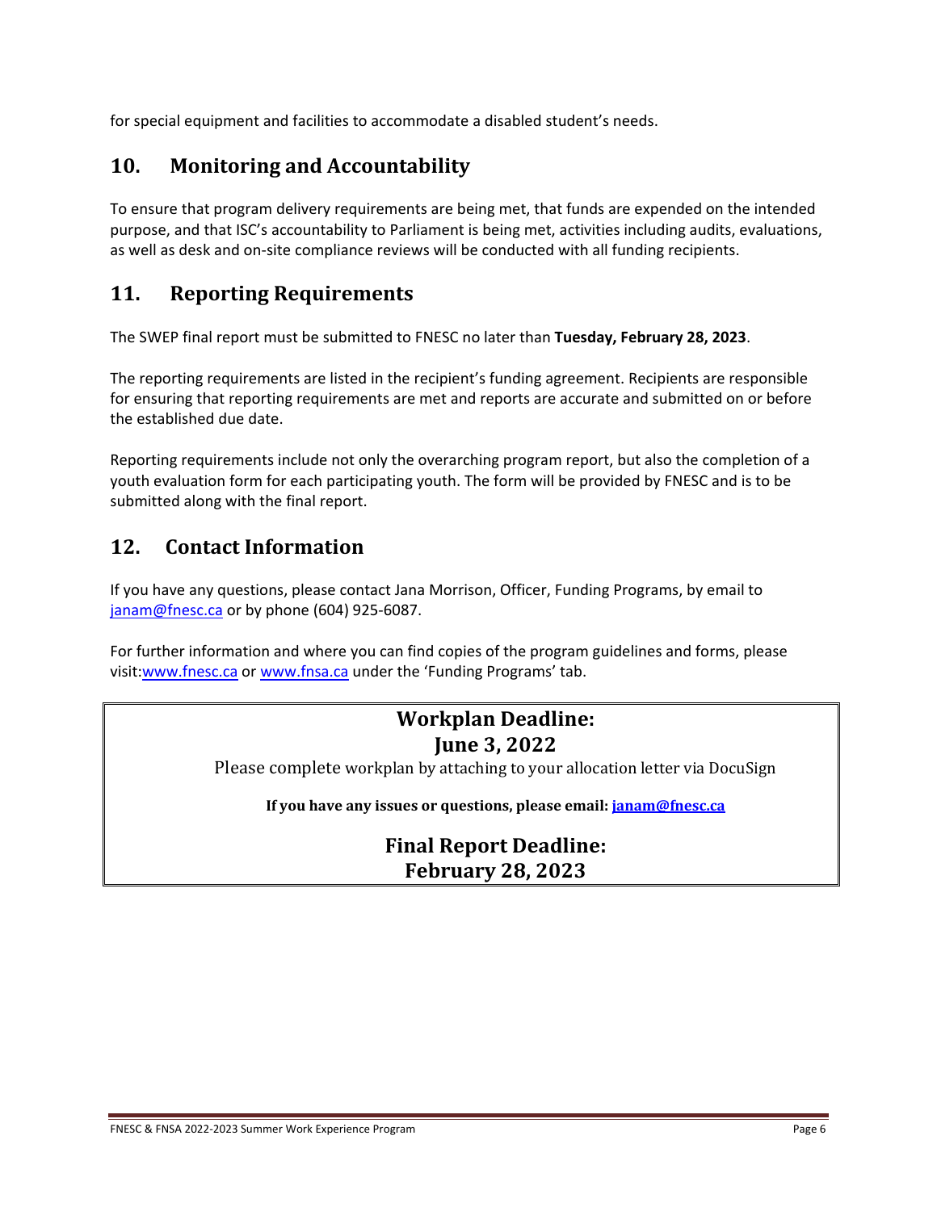for special equipment and facilities to accommodate a disabled student's needs.

## 10. Monitoring and Accountability

To ensure that program delivery requirements are being met, that funds are expended on the intended purpose, and that ISC's accountability to Parliament is being met, activities including audits, evaluations, as well as desk and on-site compliance reviews will be conducted with all funding recipients.

## 11. Reporting Requirements

The SWEP final report must be submitted to FNESC no later than **Tuesday, February 28, 2023**.

The reporting requirements are listed in the recipient's funding agreement. Recipients are responsible for ensuring that reporting requirements are met and reports are accurate and submitted on or before the established due date.

Reporting requirements include not only the overarching program report, but also the completion of a youth evaluation form for each participating youth. The form will be provided by FNESC and is to be submitted along with the final report.

## 12. Contact Information

If you have any questions, please contact Jana Morrison, Officer, Funding Programs, by email to janam@fnesc.ca or by phone (604) 925-6087.

For further information and where you can find copies of the program guidelines and forms, please visit:www.fnesc.ca or www.fnsa.ca under the 'Funding Programs' tab.

**Workplan Deadline:**
**June 3, 2022**

Please complete workplan by attaching to your allocation letter via DocuSign

**If you have any issues or questions, please email: janam@fnesc.ca**

**Final Report Deadline:**
**February 28, 2023**